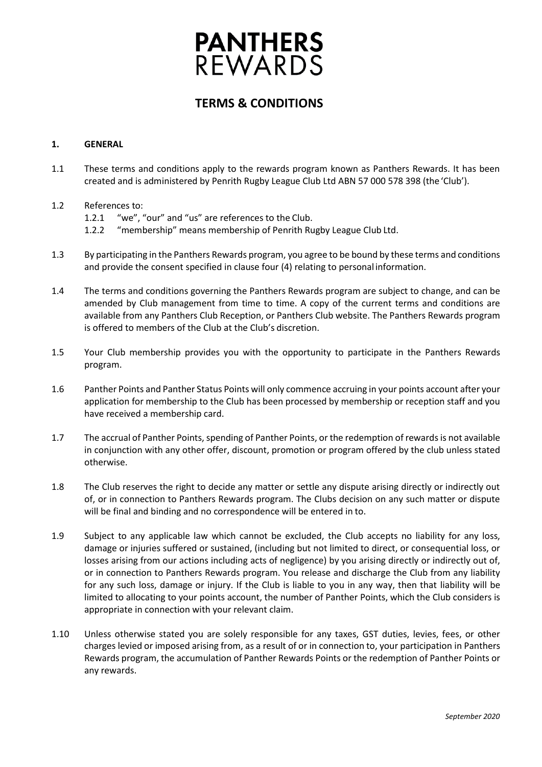# PANTHERS REWARDS

## TERMS & CONDITIONS

### 1. GENERAL

1.1 These terms and conditions apply to the rewards program known as Panthers Rewards. It has been created and is administered by Penrith Rugby League Club Ltd ABN 57 000 578 398 (the 'Club').

1.2 References to:

1.2.1 "we", "our" and "us" are references to the Club.

1.2.2 "membership" means membership of Penrith Rugby League Club Ltd.

1.3 By participating in the Panthers Rewards program, you agree to be bound by these terms and conditions and provide the consent specified in clause four (4) relating to personal information.

1.4 The terms and conditions governing the Panthers Rewards program are subject to change, and can be amended by Club management from time to time. A copy of the current terms and conditions are available from any Panthers Club Reception, or Panthers Club website. The Panthers Rewards program is offered to members of the Club at the Club's discretion.

1.5 Your Club membership provides you with the opportunity to participate in the Panthers Rewards program.

1.6 Panther Points and Panther Status Points will only commence accruing in your points account after your application for membership to the Club has been processed by membership or reception staff and you have received a membership card.

1.7 The accrual of Panther Points, spending of Panther Points, or the redemption of rewards is not available in conjunction with any other offer, discount, promotion or program offered by the club unless stated otherwise.

1.8 The Club reserves the right to decide any matter or settle any dispute arising directly or indirectly out of, or in connection to Panthers Rewards program. The Clubs decision on any such matter or dispute will be final and binding and no correspondence will be entered in to.

1.9 Subject to any applicable law which cannot be excluded, the Club accepts no liability for any loss, damage or injuries suffered or sustained, (including but not limited to direct, or consequential loss, or losses arising from our actions including acts of negligence) by you arising directly or indirectly out of, or in connection to Panthers Rewards program. You release and discharge the Club from any liability for any such loss, damage or injury. If the Club is liable to you in any way, then that liability will be limited to allocating to your points account, the number of Panther Points, which the Club considers is appropriate in connection with your relevant claim.

1.10 Unless otherwise stated you are solely responsible for any taxes, GST duties, levies, fees, or other charges levied or imposed arising from, as a result of or in connection to, your participation in Panthers Rewards program, the accumulation of Panther Rewards Points or the redemption of Panther Points or any rewards.

*September 2020*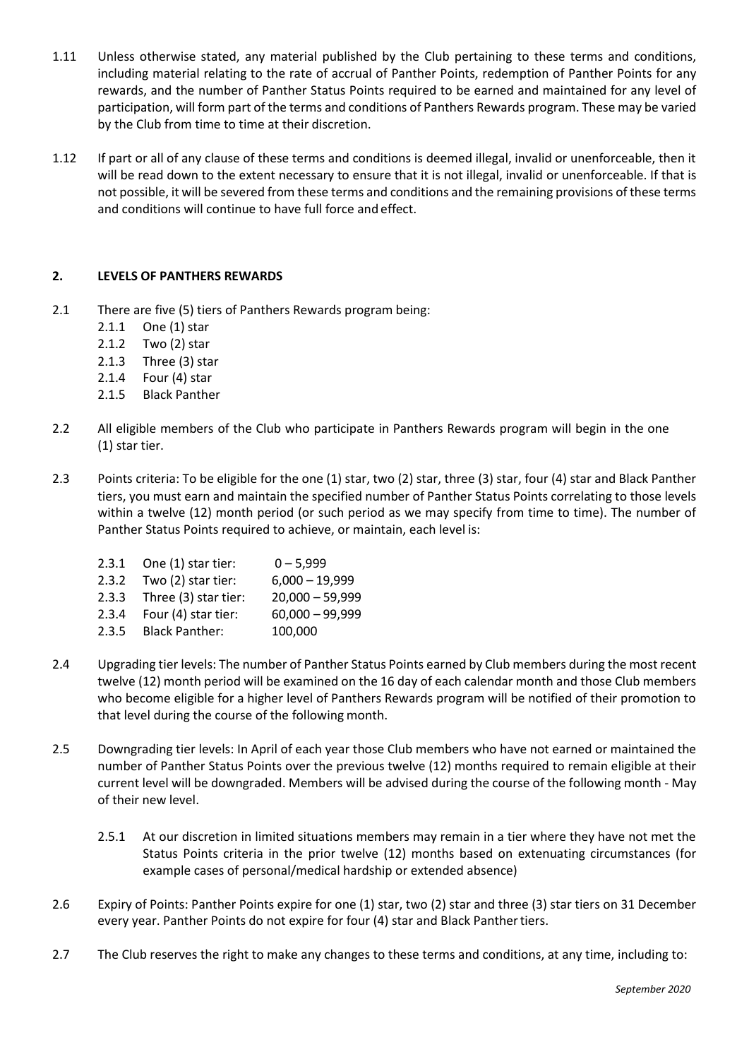1.11 Unless otherwise stated, any material published by the Club pertaining to these terms and conditions, including material relating to the rate of accrual of Panther Points, redemption of Panther Points for any rewards, and the number of Panther Status Points required to be earned and maintained for any level of participation, will form part of the terms and conditions of Panthers Rewards program. These may be varied by the Club from time to time at their discretion.

1.12 If part or all of any clause of these terms and conditions is deemed illegal, invalid or unenforceable, then it will be read down to the extent necessary to ensure that it is not illegal, invalid or unenforceable. If that is not possible, it will be severed from these terms and conditions and the remaining provisions of these terms and conditions will continue to have full force and effect.

## 2. LEVELS OF PANTHERS REWARDS

2.1 There are five (5) tiers of Panthers Rewards program being:

- 2.1.1 One (1) star
- 2.1.2 Two (2) star
- 2.1.3 Three (3) star
- 2.1.4 Four (4) star
- 2.1.5 Black Panther

2.2 All eligible members of the Club who participate in Panthers Rewards program will begin in the one (1) star tier.

2.3 Points criteria: To be eligible for the one (1) star, two (2) star, three (3) star, four (4) star and Black Panther tiers, you must earn and maintain the specified number of Panther Status Points correlating to those levels within a twelve (12) month period (or such period as we may specify from time to time). The number of Panther Status Points required to achieve, or maintain, each level is:

- 2.3.1 One (1) star tier: 0 – 5,999
- 2.3.2 Two (2) star tier: 6,000 – 19,999
- 2.3.3 Three (3) star tier: 20,000 – 59,999
- 2.3.4 Four (4) star tier: 60,000 – 99,999
- 2.3.5 Black Panther: 100,000

2.4 Upgrading tier levels: The number of Panther Status Points earned by Club members during the most recent twelve (12) month period will be examined on the 16 day of each calendar month and those Club members who become eligible for a higher level of Panthers Rewards program will be notified of their promotion to that level during the course of the following month.

2.5 Downgrading tier levels: In April of each year those Club members who have not earned or maintained the number of Panther Status Points over the previous twelve (12) months required to remain eligible at their current level will be downgraded. Members will be advised during the course of the following month - May of their new level.

- 2.5.1 At our discretion in limited situations members may remain in a tier where they have not met the Status Points criteria in the prior twelve (12) months based on extenuating circumstances (for example cases of personal/medical hardship or extended absence)

2.6 Expiry of Points: Panther Points expire for one (1) star, two (2) star and three (3) star tiers on 31 December every year. Panther Points do not expire for four (4) star and Black Panther tiers.

2.7 The Club reserves the right to make any changes to these terms and conditions, at any time, including to: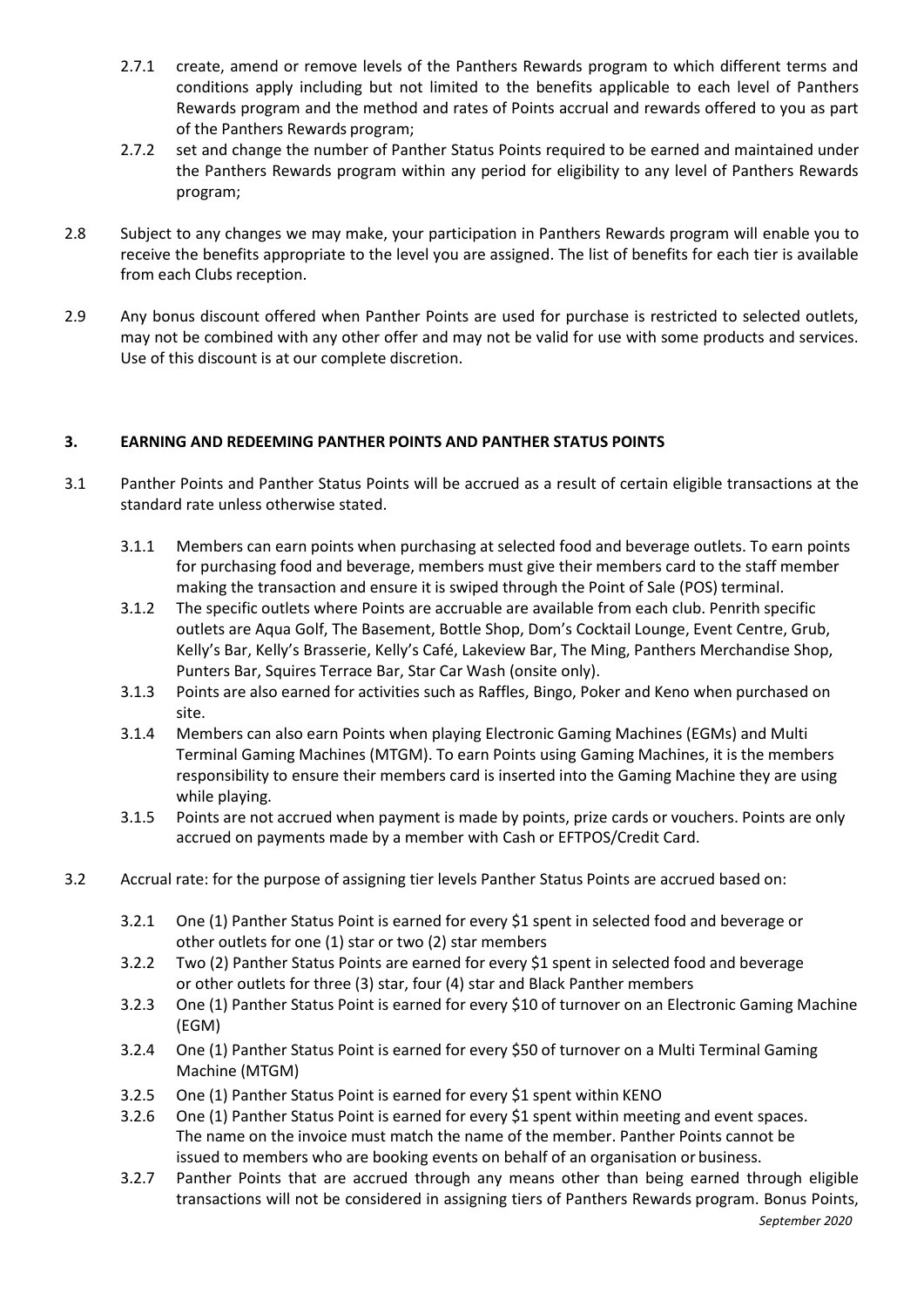2.7.1 create, amend or remove levels of the Panthers Rewards program to which different terms and conditions apply including but not limited to the benefits applicable to each level of Panthers Rewards program and the method and rates of Points accrual and rewards offered to you as part of the Panthers Rewards program;

2.7.2 set and change the number of Panther Status Points required to be earned and maintained under the Panthers Rewards program within any period for eligibility to any level of Panthers Rewards program;

2.8 Subject to any changes we may make, your participation in Panthers Rewards program will enable you to receive the benefits appropriate to the level you are assigned. The list of benefits for each tier is available from each Clubs reception.

2.9 Any bonus discount offered when Panther Points are used for purchase is restricted to selected outlets, may not be combined with any other offer and may not be valid for use with some products and services. Use of this discount is at our complete discretion.

**3. EARNING AND REDEEMING PANTHER POINTS AND PANTHER STATUS POINTS**

3.1 Panther Points and Panther Status Points will be accrued as a result of certain eligible transactions at the standard rate unless otherwise stated.

3.1.1 Members can earn points when purchasing at selected food and beverage outlets. To earn points for purchasing food and beverage, members must give their members card to the staff member making the transaction and ensure it is swiped through the Point of Sale (POS) terminal.

3.1.2 The specific outlets where Points are accruable are available from each club. Penrith specific outlets are Aqua Golf, The Basement, Bottle Shop, Dom's Cocktail Lounge, Event Centre, Grub, Kelly's Bar, Kelly's Brasserie, Kelly's Café, Lakeview Bar, The Ming, Panthers Merchandise Shop, Punters Bar, Squires Terrace Bar, Star Car Wash (onsite only).

3.1.3 Points are also earned for activities such as Raffles, Bingo, Poker and Keno when purchased on site.

3.1.4 Members can also earn Points when playing Electronic Gaming Machines (EGMs) and Multi Terminal Gaming Machines (MTGM). To earn Points using Gaming Machines, it is the members responsibility to ensure their members card is inserted into the Gaming Machine they are using while playing.

3.1.5 Points are not accrued when payment is made by points, prize cards or vouchers. Points are only accrued on payments made by a member with Cash or EFTPOS/Credit Card.

3.2 Accrual rate: for the purpose of assigning tier levels Panther Status Points are accrued based on:

3.2.1 One (1) Panther Status Point is earned for every $1 spent in selected food and beverage or other outlets for one (1) star or two (2) star members

3.2.2 Two (2) Panther Status Points are earned for every $1 spent in selected food and beverage or other outlets for three (3) star, four (4) star and Black Panther members

3.2.3 One (1) Panther Status Point is earned for every $10 of turnover on an Electronic Gaming Machine (EGM)

3.2.4 One (1) Panther Status Point is earned for every $50 of turnover on a Multi Terminal Gaming Machine (MTGM)

3.2.5 One (1) Panther Status Point is earned for every $1 spent within KENO

3.2.6 One (1) Panther Status Point is earned for every $1 spent within meeting and event spaces. The name on the invoice must match the name of the member. Panther Points cannot be issued to members who are booking events on behalf of an organisation or business.

3.2.7 Panther Points that are accrued through any means other than being earned through eligible transactions will not be considered in assigning tiers of Panthers Rewards program. Bonus Points,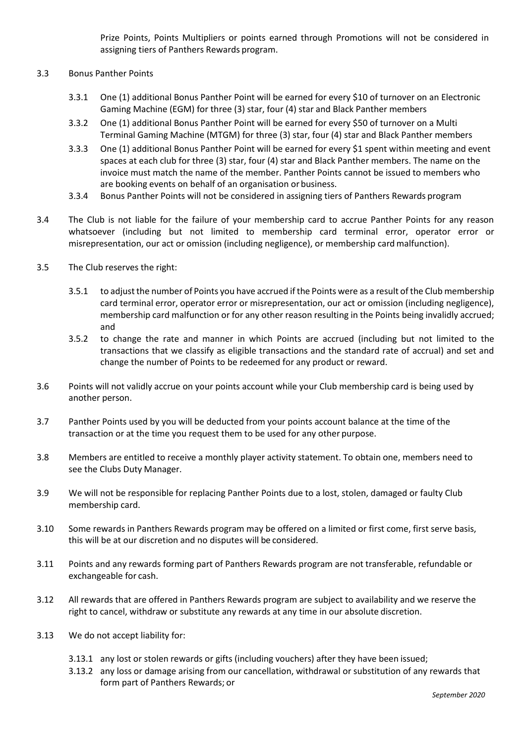Prize Points, Points Multipliers or points earned through Promotions will not be considered in assigning tiers of Panthers Rewards program.

3.3 Bonus Panther Points

3.3.1 One (1) additional Bonus Panther Point will be earned for every $10 of turnover on an Electronic Gaming Machine (EGM) for three (3) star, four (4) star and Black Panther members

3.3.2 One (1) additional Bonus Panther Point will be earned for every $50 of turnover on a Multi Terminal Gaming Machine (MTGM) for three (3) star, four (4) star and Black Panther members

3.3.3 One (1) additional Bonus Panther Point will be earned for every $1 spent within meeting and event spaces at each club for three (3) star, four (4) star and Black Panther members. The name on the invoice must match the name of the member. Panther Points cannot be issued to members who are booking events on behalf of an organisation or business.

3.3.4 Bonus Panther Points will not be considered in assigning tiers of Panthers Rewards program

3.4 The Club is not liable for the failure of your membership card to accrue Panther Points for any reason whatsoever (including but not limited to membership card terminal error, operator error or misrepresentation, our act or omission (including negligence), or membership card malfunction).

3.5 The Club reserves the right:

3.5.1 to adjust the number of Points you have accrued if the Points were as a result of the Club membership card terminal error, operator error or misrepresentation, our act or omission (including negligence), membership card malfunction or for any other reason resulting in the Points being invalidly accrued; and

3.5.2 to change the rate and manner in which Points are accrued (including but not limited to the transactions that we classify as eligible transactions and the standard rate of accrual) and set and change the number of Points to be redeemed for any product or reward.

3.6 Points will not validly accrue on your points account while your Club membership card is being used by another person.

3.7 Panther Points used by you will be deducted from your points account balance at the time of the transaction or at the time you request them to be used for any other purpose.

3.8 Members are entitled to receive a monthly player activity statement. To obtain one, members need to see the Clubs Duty Manager.

3.9 We will not be responsible for replacing Panther Points due to a lost, stolen, damaged or faulty Club membership card.

3.10 Some rewards in Panthers Rewards program may be offered on a limited or first come, first serve basis, this will be at our discretion and no disputes will be considered.

3.11 Points and any rewards forming part of Panthers Rewards program are not transferable, refundable or exchangeable for cash.

3.12 All rewards that are offered in Panthers Rewards program are subject to availability and we reserve the right to cancel, withdraw or substitute any rewards at any time in our absolute discretion.

3.13 We do not accept liability for:

3.13.1 any lost or stolen rewards or gifts (including vouchers) after they have been issued;

3.13.2 any loss or damage arising from our cancellation, withdrawal or substitution of any rewards that form part of Panthers Rewards; or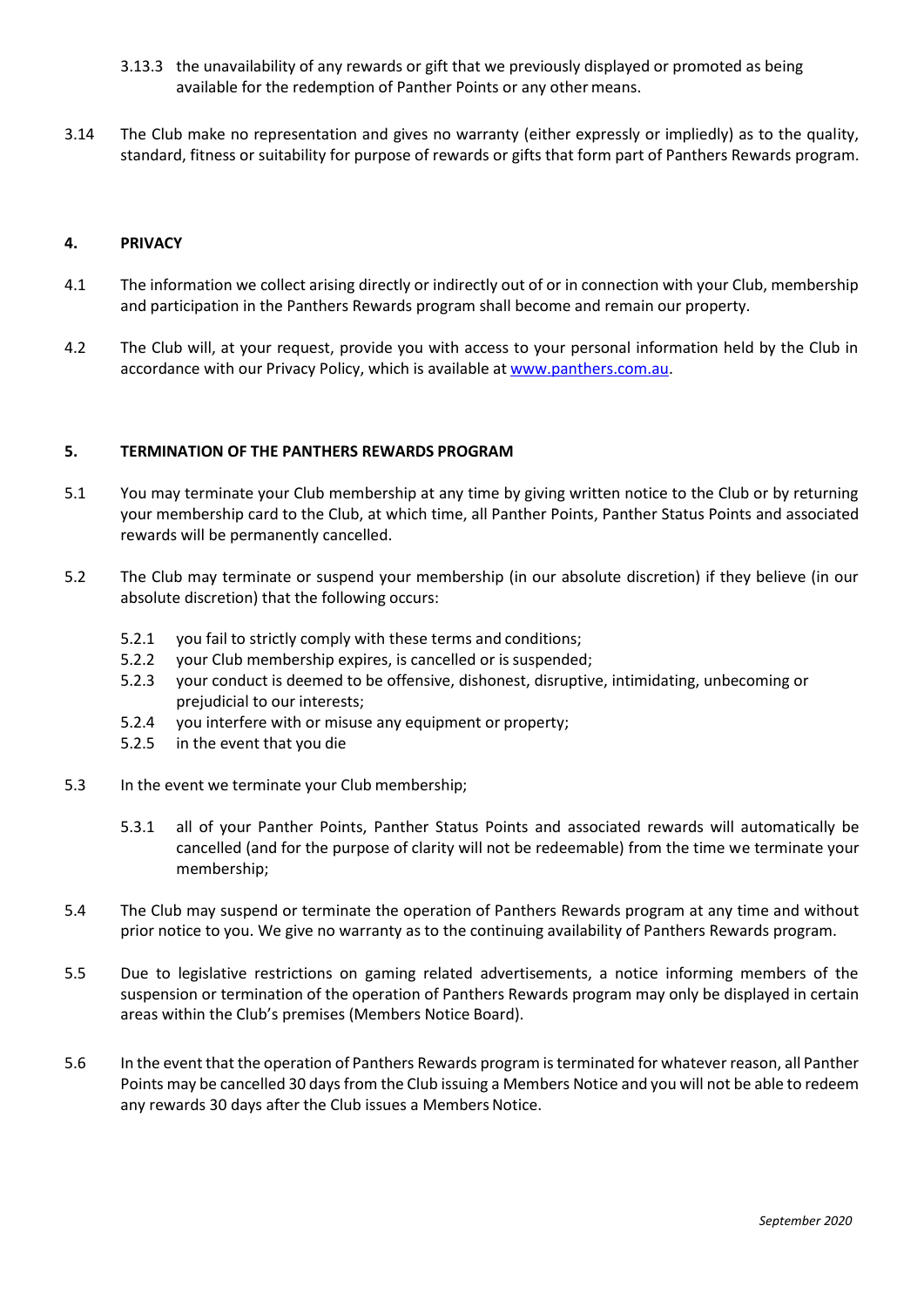3.13.3 the unavailability of any rewards or gift that we previously displayed or promoted as being available for the redemption of Panther Points or any other means.

3.14 The Club make no representation and gives no warranty (either expressly or impliedly) as to the quality, standard, fitness or suitability for purpose of rewards or gifts that form part of Panthers Rewards program.

## 4. PRIVACY

4.1 The information we collect arising directly or indirectly out of or in connection with your Club, membership and participation in the Panthers Rewards program shall become and remain our property.

4.2 The Club will, at your request, provide you with access to your personal information held by the Club in accordance with our Privacy Policy, which is available at [www.panthers.com.au](http://www.panthers.com.au).

## 5. TERMINATION OF THE PANTHERS REWARDS PROGRAM

5.1 You may terminate your Club membership at any time by giving written notice to the Club or by returning your membership card to the Club, at which time, all Panther Points, Panther Status Points and associated rewards will be permanently cancelled.

5.2 The Club may terminate or suspend your membership (in our absolute discretion) if they believe (in our absolute discretion) that the following occurs:

- 5.2.1 you fail to strictly comply with these terms and conditions;
- 5.2.2 your Club membership expires, is cancelled or is suspended;
- 5.2.3 your conduct is deemed to be offensive, dishonest, disruptive, intimidating, unbecoming or prejudicial to our interests;
- 5.2.4 you interfere with or misuse any equipment or property;
- 5.2.5 in the event that you die

5.3 In the event we terminate your Club membership;

- 5.3.1 all of your Panther Points, Panther Status Points and associated rewards will automatically be cancelled (and for the purpose of clarity will not be redeemable) from the time we terminate your membership;

5.4 The Club may suspend or terminate the operation of Panthers Rewards program at any time and without prior notice to you. We give no warranty as to the continuing availability of Panthers Rewards program.

5.5 Due to legislative restrictions on gaming related advertisements, a notice informing members of the suspension or termination of the operation of Panthers Rewards program may only be displayed in certain areas within the Club's premises (Members Notice Board).

5.6 In the event that the operation of Panthers Rewards program is terminated for whatever reason, all Panther Points may be cancelled 30 days from the Club issuing a Members Notice and you will not be able to redeem any rewards 30 days after the Club issues a Members Notice.

*September 2020*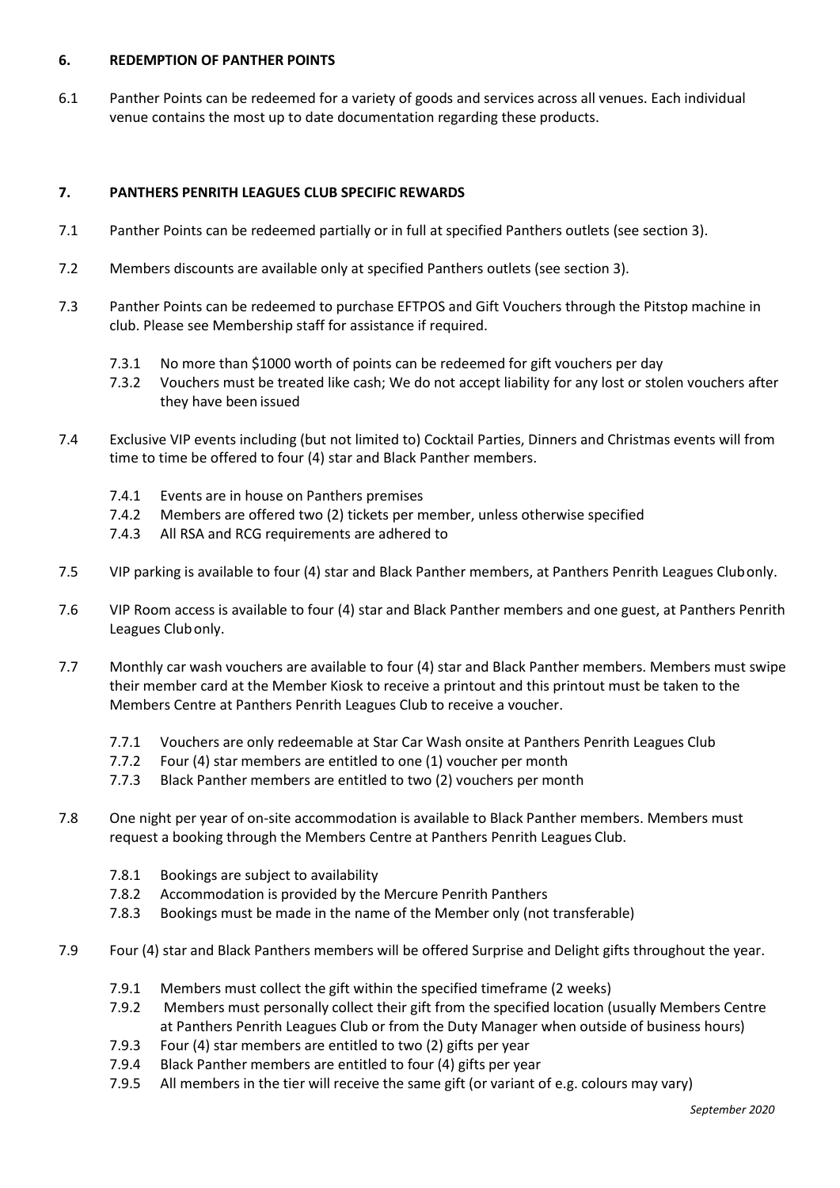## 6. REDEMPTION OF PANTHER POINTS

6.1 Panther Points can be redeemed for a variety of goods and services across all venues. Each individual venue contains the most up to date documentation regarding these products.

## 7. PANTHERS PENRITH LEAGUES CLUB SPECIFIC REWARDS

7.1 Panther Points can be redeemed partially or in full at specified Panthers outlets (see section 3).

7.2 Members discounts are available only at specified Panthers outlets (see section 3).

7.3 Panther Points can be redeemed to purchase EFTPOS and Gift Vouchers through the Pitstop machine in club. Please see Membership staff for assistance if required.

- 7.3.1 No more than $1000 worth of points can be redeemed for gift vouchers per day
- 7.3.2 Vouchers must be treated like cash; We do not accept liability for any lost or stolen vouchers after they have been issued

7.4 Exclusive VIP events including (but not limited to) Cocktail Parties, Dinners and Christmas events will from time to time be offered to four (4) star and Black Panther members.

- 7.4.1 Events are in house on Panthers premises
- 7.4.2 Members are offered two (2) tickets per member, unless otherwise specified
- 7.4.3 All RSA and RCG requirements are adhered to

7.5 VIP parking is available to four (4) star and Black Panther members, at Panthers Penrith Leagues Club only.

7.6 VIP Room access is available to four (4) star and Black Panther members and one guest, at Panthers Penrith Leagues Club only.

7.7 Monthly car wash vouchers are available to four (4) star and Black Panther members. Members must swipe their member card at the Member Kiosk to receive a printout and this printout must be taken to the Members Centre at Panthers Penrith Leagues Club to receive a voucher.

- 7.7.1 Vouchers are only redeemable at Star Car Wash onsite at Panthers Penrith Leagues Club
- 7.7.2 Four (4) star members are entitled to one (1) voucher per month
- 7.7.3 Black Panther members are entitled to two (2) vouchers per month

7.8 One night per year of on-site accommodation is available to Black Panther members. Members must request a booking through the Members Centre at Panthers Penrith Leagues Club.

- 7.8.1 Bookings are subject to availability
- 7.8.2 Accommodation is provided by the Mercure Penrith Panthers
- 7.8.3 Bookings must be made in the name of the Member only (not transferable)

7.9 Four (4) star and Black Panthers members will be offered Surprise and Delight gifts throughout the year.

- 7.9.1 Members must collect the gift within the specified timeframe (2 weeks)
- 7.9.2 Members must personally collect their gift from the specified location (usually Members Centre at Panthers Penrith Leagues Club or from the Duty Manager when outside of business hours)
- 7.9.3 Four (4) star members are entitled to two (2) gifts per year
- 7.9.4 Black Panther members are entitled to four (4) gifts per year
- 7.9.5 All members in the tier will receive the same gift (or variant of e.g. colours may vary)

*September 2020*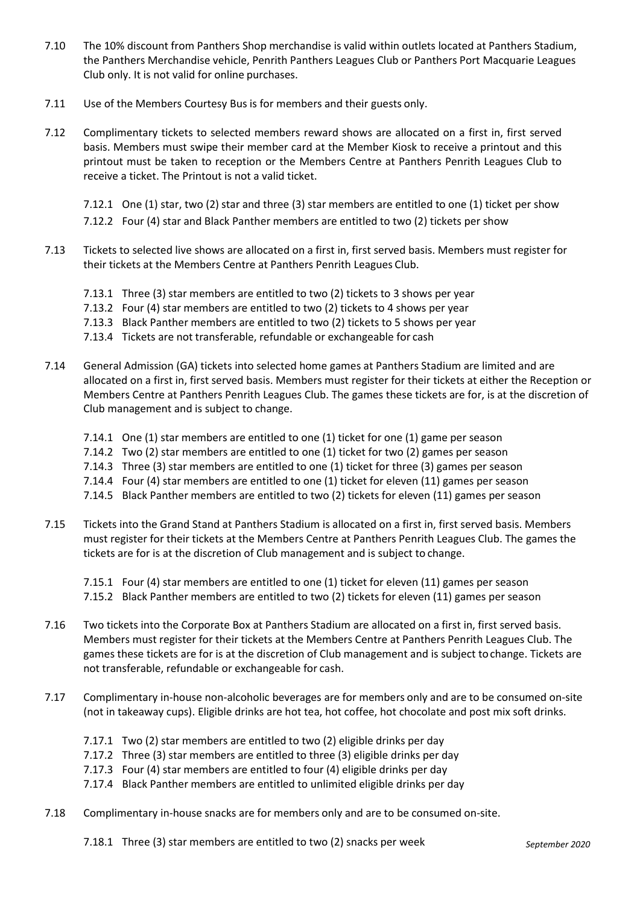7.10 The 10% discount from Panthers Shop merchandise is valid within outlets located at Panthers Stadium, the Panthers Merchandise vehicle, Penrith Panthers Leagues Club or Panthers Port Macquarie Leagues Club only. It is not valid for online purchases.

7.11 Use of the Members Courtesy Bus is for members and their guests only.

7.12 Complimentary tickets to selected members reward shows are allocated on a first in, first served basis. Members must swipe their member card at the Member Kiosk to receive a printout and this printout must be taken to reception or the Members Centre at Panthers Penrith Leagues Club to receive a ticket. The Printout is not a valid ticket.

- 7.12.1 One (1) star, two (2) star and three (3) star members are entitled to one (1) ticket per show
- 7.12.2 Four (4) star and Black Panther members are entitled to two (2) tickets per show

7.13 Tickets to selected live shows are allocated on a first in, first served basis. Members must register for their tickets at the Members Centre at Panthers Penrith Leagues Club.

- 7.13.1 Three (3) star members are entitled to two (2) tickets to 3 shows per year
- 7.13.2 Four (4) star members are entitled to two (2) tickets to 4 shows per year
- 7.13.3 Black Panther members are entitled to two (2) tickets to 5 shows per year
- 7.13.4 Tickets are not transferable, refundable or exchangeable for cash

7.14 General Admission (GA) tickets into selected home games at Panthers Stadium are limited and are allocated on a first in, first served basis. Members must register for their tickets at either the Reception or Members Centre at Panthers Penrith Leagues Club. The games these tickets are for, is at the discretion of Club management and is subject to change.

- 7.14.1 One (1) star members are entitled to one (1) ticket for one (1) game per season
- 7.14.2 Two (2) star members are entitled to one (1) ticket for two (2) games per season
- 7.14.3 Three (3) star members are entitled to one (1) ticket for three (3) games per season
- 7.14.4 Four (4) star members are entitled to one (1) ticket for eleven (11) games per season
- 7.14.5 Black Panther members are entitled to two (2) tickets for eleven (11) games per season

7.15 Tickets into the Grand Stand at Panthers Stadium is allocated on a first in, first served basis. Members must register for their tickets at the Members Centre at Panthers Penrith Leagues Club. The games the tickets are for is at the discretion of Club management and is subject to change.

- 7.15.1 Four (4) star members are entitled to one (1) ticket for eleven (11) games per season
- 7.15.2 Black Panther members are entitled to two (2) tickets for eleven (11) games per season

7.16 Two tickets into the Corporate Box at Panthers Stadium are allocated on a first in, first served basis. Members must register for their tickets at the Members Centre at Panthers Penrith Leagues Club. The games these tickets are for is at the discretion of Club management and is subject to change. Tickets are not transferable, refundable or exchangeable for cash.

7.17 Complimentary in-house non-alcoholic beverages are for members only and are to be consumed on-site (not in takeaway cups). Eligible drinks are hot tea, hot coffee, hot chocolate and post mix soft drinks.

- 7.17.1 Two (2) star members are entitled to two (2) eligible drinks per day
- 7.17.2 Three (3) star members are entitled to three (3) eligible drinks per day
- 7.17.3 Four (4) star members are entitled to four (4) eligible drinks per day
- 7.17.4 Black Panther members are entitled to unlimited eligible drinks per day

7.18 Complimentary in-house snacks are for members only and are to be consumed on-site.

- 7.18.1 Three (3) star members are entitled to two (2) snacks per week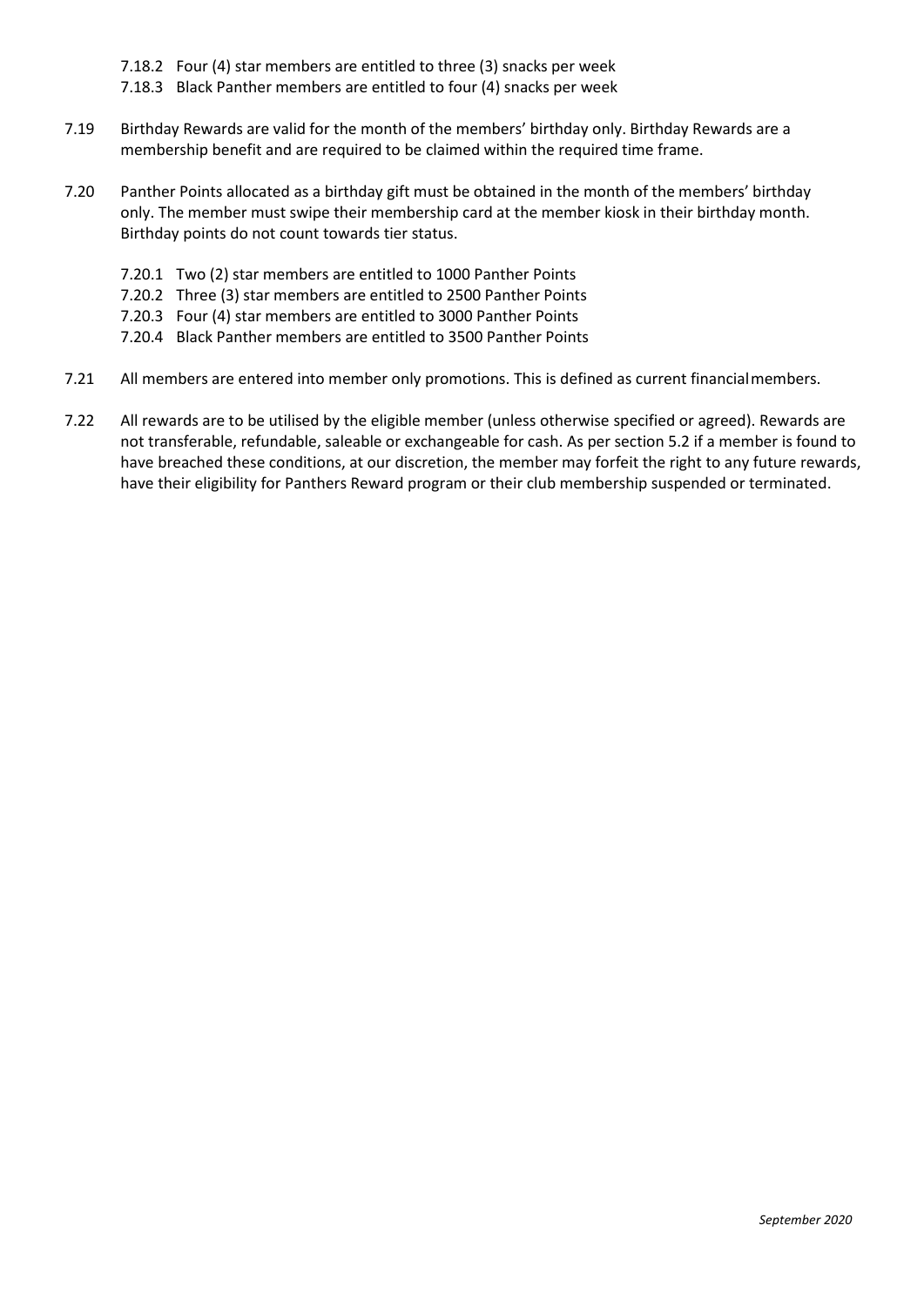7.18.2 Four (4) star members are entitled to three (3) snacks per week

7.18.3 Black Panther members are entitled to four (4) snacks per week

7.19 Birthday Rewards are valid for the month of the members' birthday only. Birthday Rewards are a membership benefit and are required to be claimed within the required time frame.

7.20 Panther Points allocated as a birthday gift must be obtained in the month of the members' birthday only. The member must swipe their membership card at the member kiosk in their birthday month. Birthday points do not count towards tier status.

7.20.1 Two (2) star members are entitled to 1000 Panther Points

7.20.2 Three (3) star members are entitled to 2500 Panther Points

7.20.3 Four (4) star members are entitled to 3000 Panther Points

7.20.4 Black Panther members are entitled to 3500 Panther Points

7.21 All members are entered into member only promotions. This is defined as current financial members.

7.22 All rewards are to be utilised by the eligible member (unless otherwise specified or agreed). Rewards are not transferable, refundable, saleable or exchangeable for cash. As per section 5.2 if a member is found to have breached these conditions, at our discretion, the member may forfeit the right to any future rewards, have their eligibility for Panthers Reward program or their club membership suspended or terminated.

*September 2020*